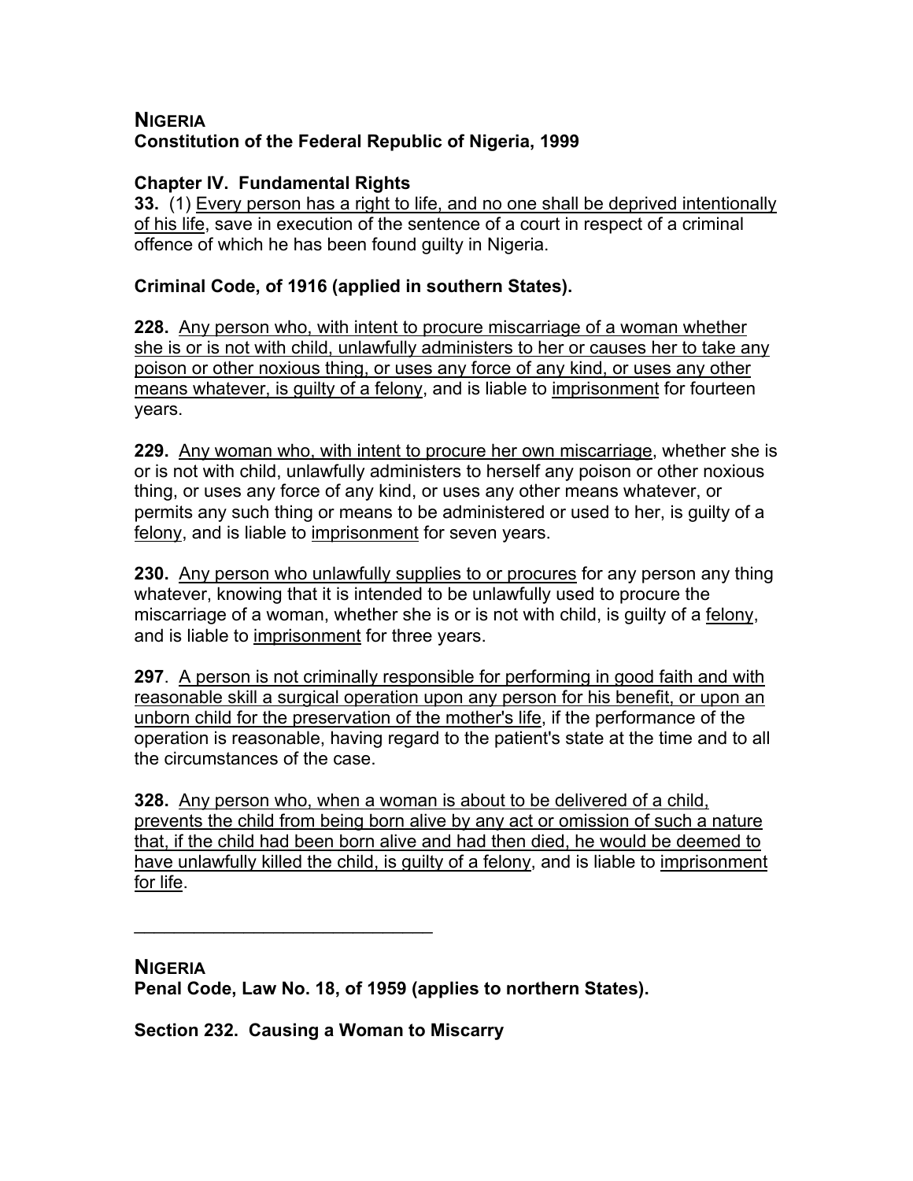## NIGERIA
**Constitution of the Federal Republic of Nigeria, 1999**

**Chapter IV. Fundamental Rights**

**33.** (1) <u>Every person has a right to life, and no one shall be deprived intentionally of his life</u>, save in execution of the sentence of a court in respect of a criminal offence of which he has been found guilty in Nigeria.

**Criminal Code, of 1916 (applied in southern States).**

**228.** <u>Any person who, with intent to procure miscarriage of a woman whether she is or is not with child, unlawfully administers to her or causes her to take any poison or other noxious thing, or uses any force of any kind, or uses any other means whatever, is guilty of a felony</u>, and is liable to <u>imprisonment</u> for fourteen years.

**229.** <u>Any woman who, with intent to procure her own miscarriage</u>, whether she is or is not with child, unlawfully administers to herself any poison or other noxious thing, or uses any force of any kind, or uses any other means whatever, or permits any such thing or means to be administered or used to her, is guilty of a <u>felony</u>, and is liable to <u>imprisonment</u> for seven years.

**230.** <u>Any person who unlawfully supplies to or procures</u> for any person any thing whatever, knowing that it is intended to be unlawfully used to procure the miscarriage of a woman, whether she is or is not with child, is guilty of a <u>felony</u>, and is liable to <u>imprisonment</u> for three years.

**297**. <u>A person is not criminally responsible for performing in good faith and with reasonable skill a surgical operation upon any person for his benefit, or upon an unborn child for the preservation of the mother's life</u>, if the performance of the operation is reasonable, having regard to the patient's state at the time and to all the circumstances of the case.

**328.** <u>Any person who, when a woman is about to be delivered of a child, prevents the child from being born alive by any act or omission of such a nature that, if the child had been born alive and had then died, he would be deemed to have unlawfully killed the child, is guilty of a felony</u>, and is liable to <u>imprisonment for life</u>.

---

## NIGERIA
**Penal Code, Law No. 18, of 1959 (applies to northern States).**

**Section 232. Causing a Woman to Miscarry**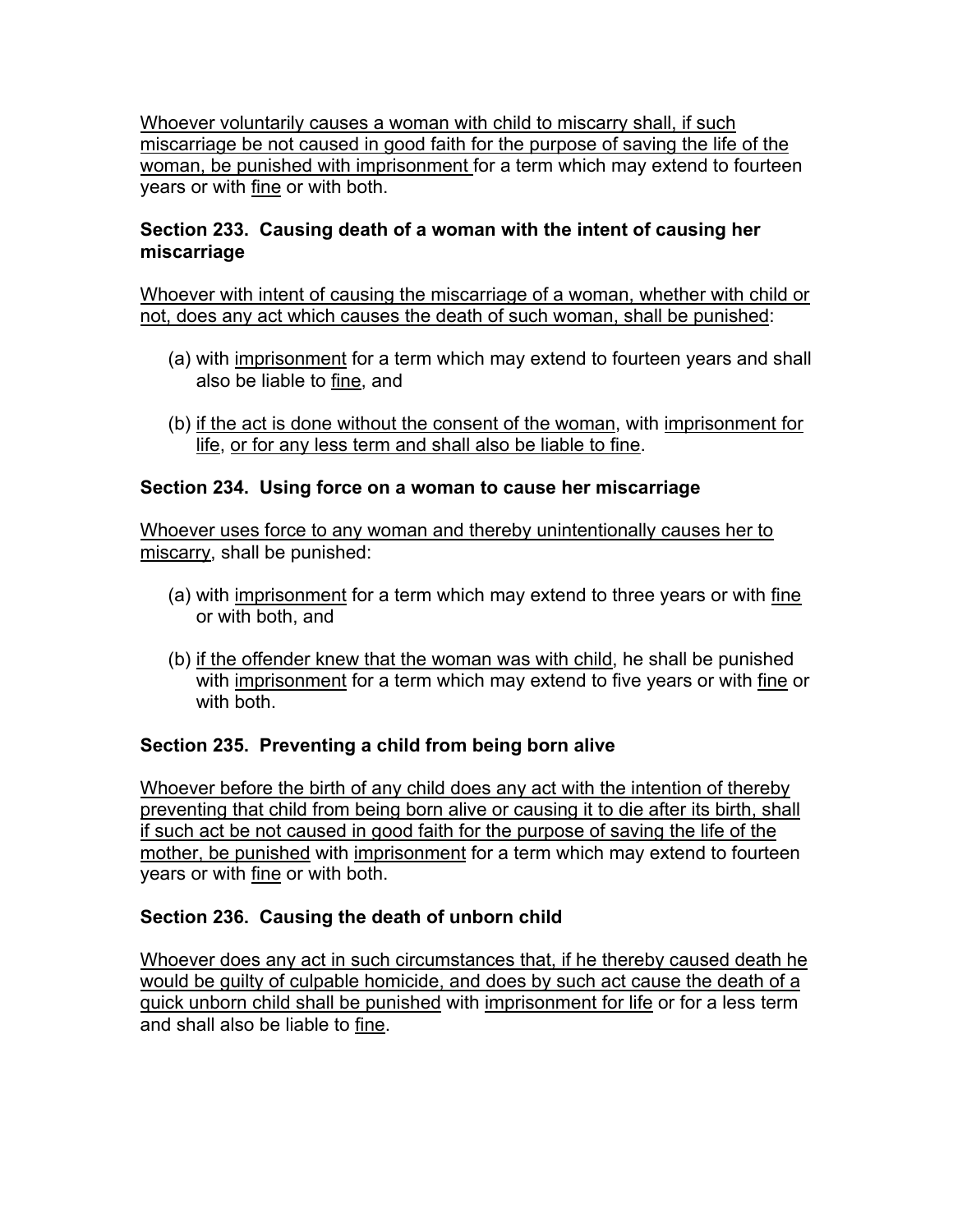Whoever voluntarily causes a woman with child to miscarry shall, if such miscarriage be not caused in good faith for the purpose of saving the life of the woman, be punished with imprisonment for a term which may extend to fourteen years or with fine or with both.

### Section 233. Causing death of a woman with the intent of causing her miscarriage

Whoever with intent of causing the miscarriage of a woman, whether with child or not, does any act which causes the death of such woman, shall be punished:

(a) with imprisonment for a term which may extend to fourteen years and shall also be liable to fine, and

(b) if the act is done without the consent of the woman, with imprisonment for life, or for any less term and shall also be liable to fine.

### Section 234. Using force on a woman to cause her miscarriage

Whoever uses force to any woman and thereby unintentionally causes her to miscarry, shall be punished:

(a) with imprisonment for a term which may extend to three years or with fine or with both, and

(b) if the offender knew that the woman was with child, he shall be punished with imprisonment for a term which may extend to five years or with fine or with both.

### Section 235. Preventing a child from being born alive

Whoever before the birth of any child does any act with the intention of thereby preventing that child from being born alive or causing it to die after its birth, shall if such act be not caused in good faith for the purpose of saving the life of the mother, be punished with imprisonment for a term which may extend to fourteen years or with fine or with both.

### Section 236. Causing the death of unborn child

Whoever does any act in such circumstances that, if he thereby caused death he would be guilty of culpable homicide, and does by such act cause the death of a quick unborn child shall be punished with imprisonment for life or for a less term and shall also be liable to fine.